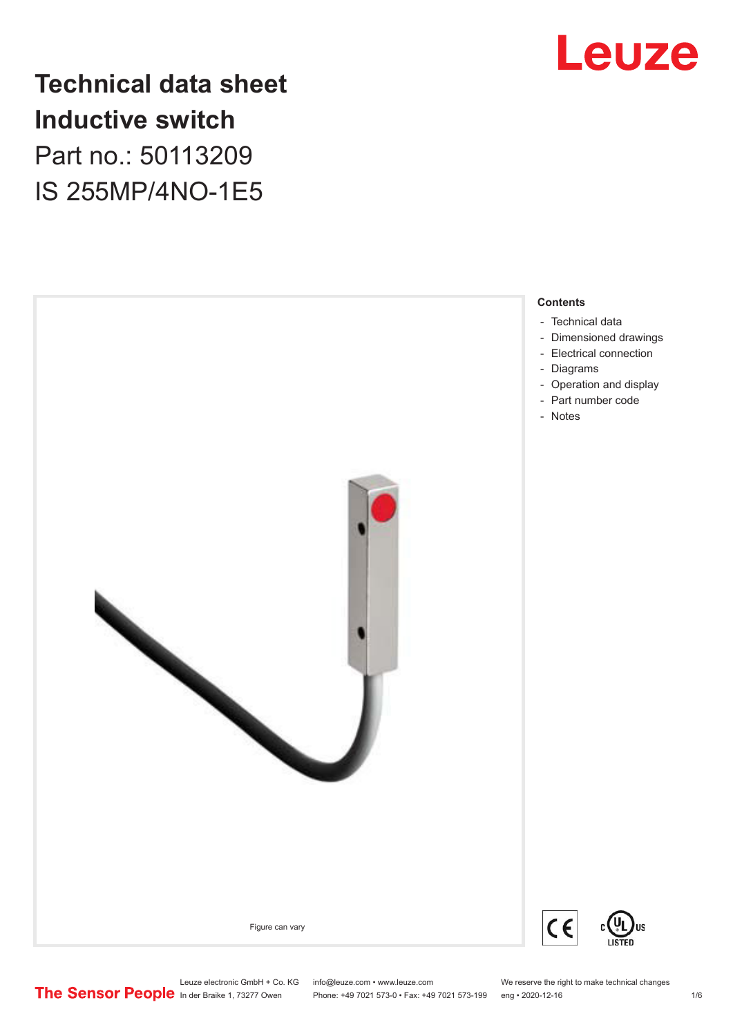# Technical data sheet
# Inductive switch

Part no.: 50113209

IS 255MP/4NO-1E5

Figure can vary

**Contents**

- Technical data
- Dimensioned drawings
- Electrical connection
- Diagrams
- Operation and display
- Part number code
- Notes

Leuze electronic GmbH + Co. KG
In der Braike 1, 73277 Owen

info@leuze.com • www.leuze.com
Phone: +49 7021 573-0 • Fax: +49 7021 573-199

We reserve the right to make technical changes
eng • 2020-12-16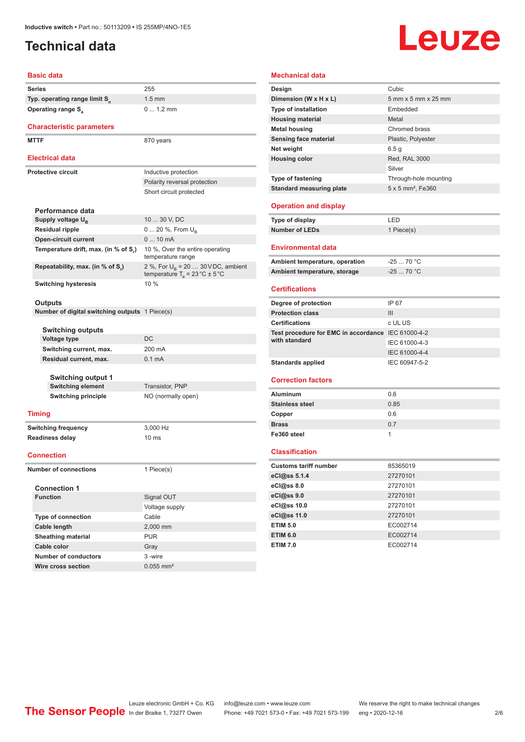# Technical data

## Basic data

| | |
|---|---|
| Series | 255 |
| Typ. operating range limit $S_n$ | 1.5 mm |
| Operating range $S_a$ | 0 ... 1.2 mm |

## Characteristic parameters

| | |
|---|---|
| MTTF | 870 years |

## Electrical data

| | |
|---|---|
| Protective circuit | Inductive protection |
| | Polarity reversal protection |
| | Short circuit protected |

### Performance data

| | |
|---|---|
| Supply voltage $U_B$ | 10 ... 30 V, DC |
| Residual ripple | 0 ... 20 %, From $U_B$ |
| Open-circuit current | 0 ... 10 mA |
| Temperature drift, max. (in % of $S_r$) | 10 %, Over the entire operating temperature range |
| Repeatability, max. (in % of $S_r$) | 2 %, For $U_B$ = 20 … 30 V DC, ambient temperature $T_a$ = 23 °C ± 5 °C |
| Switching hysteresis | 10 % |

### Outputs

| | |
|---|---|
| Number of digital switching outputs | 1 Piece(s) |

#### Switching outputs

| | |
|---|---|
| Voltage type | DC |
| Switching current, max. | 200 mA |
| Residual current, max. | 0.1 mA |

##### Switching output 1

| | |
|---|---|
| Switching element | Transistor, PNP |
| Switching principle | NO (normally open) |

## Timing

| | |
|---|---|
| Switching frequency | 3,000 Hz |
| Readiness delay | 10 ms |

## Connection

| | |
|---|---|
| Number of connections | 1 Piece(s) |

### Connection 1

| | |
|---|---|
| Function | Signal OUT |
| | Voltage supply |
| Type of connection | Cable |
| Cable length | 2,000 mm |
| Sheathing material | PUR |
| Cable color | Gray |
| Number of conductors | 3 -wire |
| Wire cross section | 0.055 mm² |

## Mechanical data

| | |
|---|---|
| Design | Cubic |
| Dimension (W x H x L) | 5 mm x 5 mm x 25 mm |
| Type of installation | Embedded |
| Housing material | Metal |
| Metal housing | Chromed brass |
| Sensing face material | Plastic, Polyester |
| Net weight | 6.5 g |
| Housing color | Red, RAL 3000 |
| | Silver |
| Type of fastening | Through-hole mounting |
| Standard measuring plate | 5 x 5 mm², Fe360 |

## Operation and display

| | |
|---|---|
| Type of display | LED |
| Number of LEDs | 1 Piece(s) |

## Environmental data

| | |
|---|---|
| Ambient temperature, operation | -25 ... 70 °C |
| Ambient temperature, storage | -25 ... 70 °C |

## Certifications

| | |
|---|---|
| Degree of protection | IP 67 |
| Protection class | III |
| Certifications | c UL US |
| Test procedure for EMC in accordance with standard | IEC 61000-4-2 |
| | IEC 61000-4-3 |
| | IEC 61000-4-4 |
| Standards applied | IEC 60947-5-2 |

## Correction factors

| | |
|---|---|
| Aluminum | 0.6 |
| Stainless steel | 0.85 |
| Copper | 0.6 |
| Brass | 0.7 |
| Fe360 steel | 1 |

## Classification

| | |
|---|---|
| Customs tariff number | 85365019 |
| eCl@ss 5.1.4 | 27270101 |
| eCl@ss 8.0 | 27270101 |
| eCl@ss 9.0 | 27270101 |
| eCl@ss 10.0 | 27270101 |
| eCl@ss 11.0 | 27270101 |
| ETIM 5.0 | EC002714 |
| ETIM 6.0 | EC002714 |
| ETIM 7.0 | EC002714 |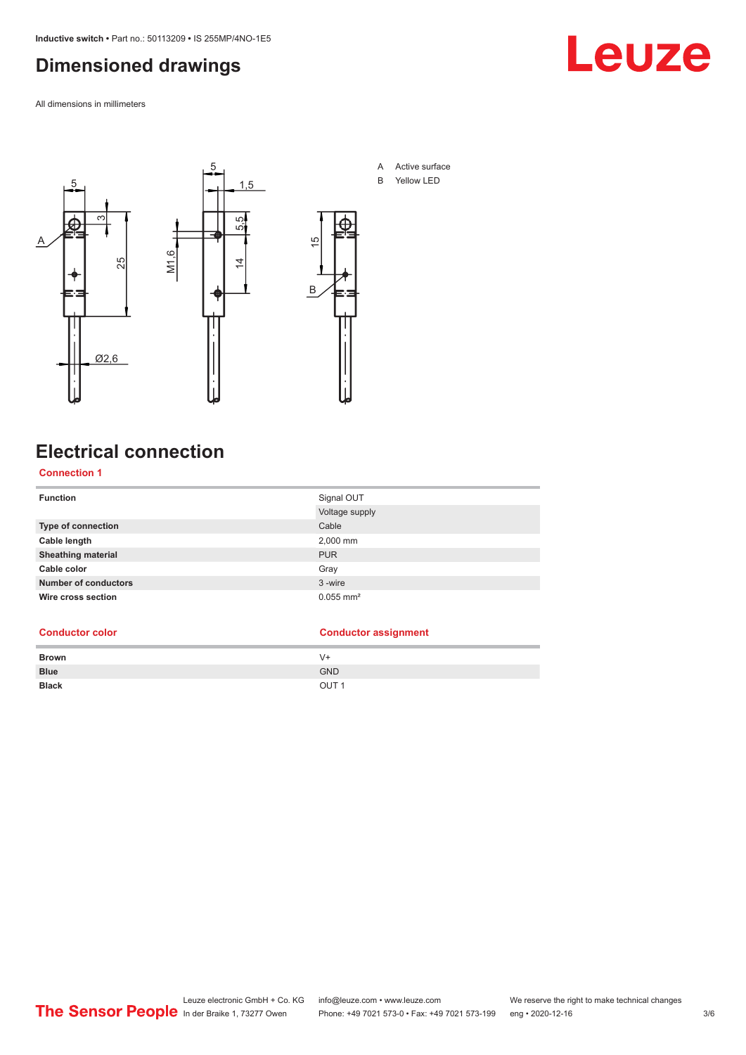## Dimensioned drawings

All dimensions in millimeters

A Active surface

B Yellow LED

## Electrical connection

### Connection 1

| | |
|---|---|
| **Function** | Signal OUT |
| | Voltage supply |
| **Type of connection** | Cable |
| **Cable length** | 2,000 mm |
| **Sheathing material** | PUR |
| **Cable color** | Gray |
| **Number of conductors** | 3 -wire |
| **Wire cross section** | 0.055 mm² |

| Conductor color | Conductor assignment |
|---|---|
| **Brown** | V+ |
| **Blue** | GND |
| **Black** | OUT 1 |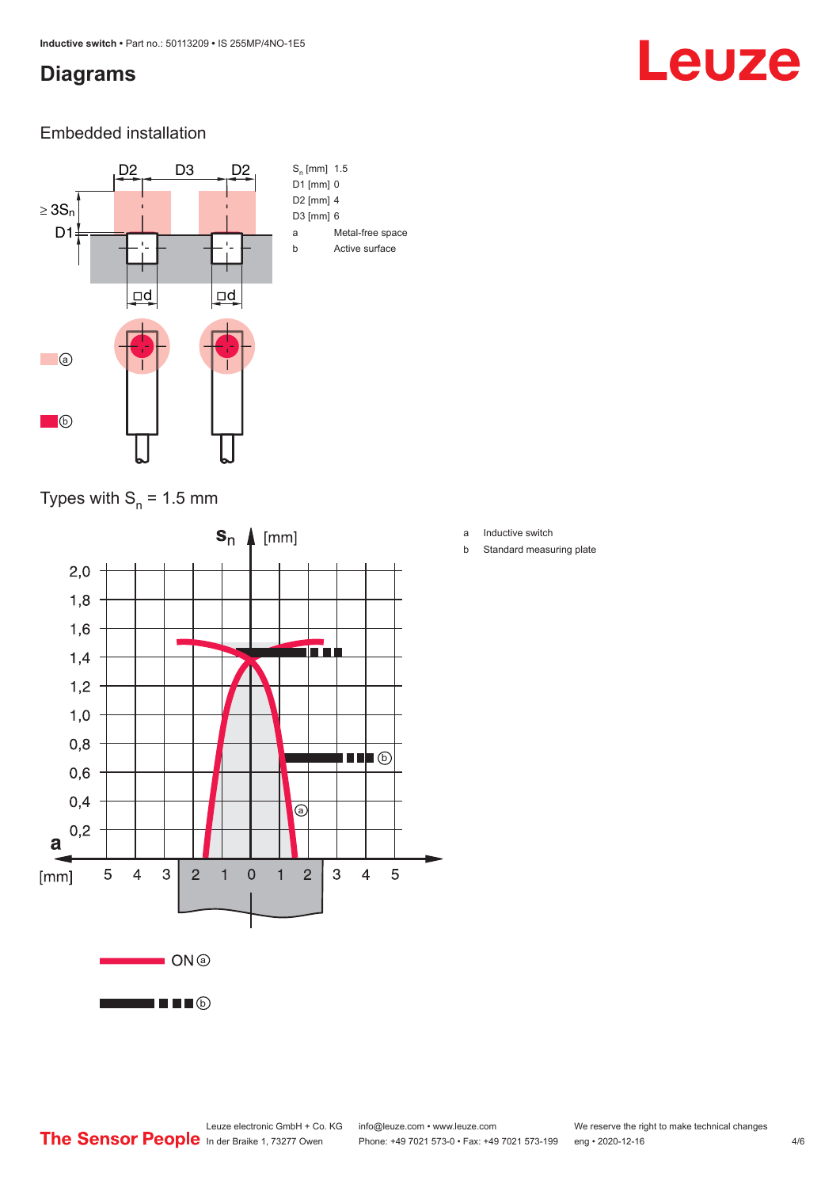## Diagrams

### Embedded installation

| | |
|---|---|
| $S_n$ [mm] | 1.5 |
| D1 [mm] | 0 |
| D2 [mm] | 4 |
| D3 [mm] | 6 |
| a | Metal-free space |
| b | Active surface |

### Types with $S_n$ = 1.5 mm

a Inductive switch

b Standard measuring plate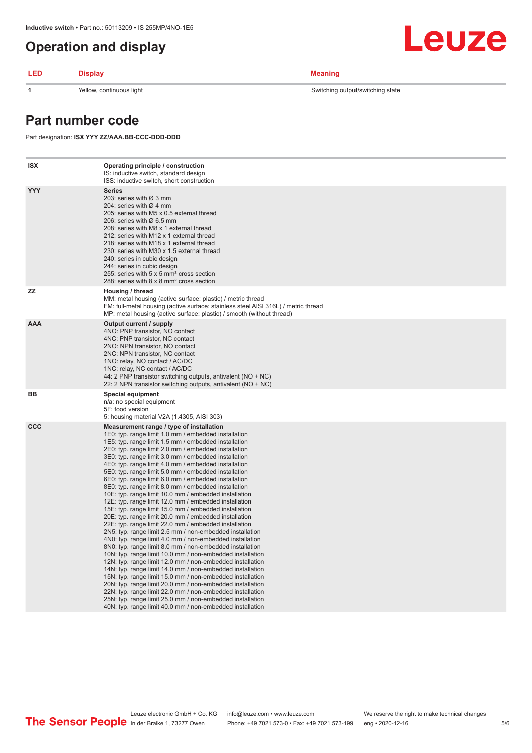## Operation and display

| LED | Display | Meaning |
|---|---|---|
| 1 | Yellow, continuous light | Switching output/switching state |

## Part number code

Part designation: **ISX YYY ZZ/AAA.BB-CCC-DDD-DDD**

| | |
|---|---|
| **ISX** | **Operating principle / construction**<br>IS: inductive switch, standard design<br>ISS: inductive switch, short construction |
| **YYY** | **Series**<br>203: series with Ø 3 mm<br>204: series with Ø 4 mm<br>205: series with M5 x 0.5 external thread<br>206: series with Ø 6.5 mm<br>208: series with M8 x 1 external thread<br>212: series with M12 x 1 external thread<br>218: series with M18 x 1 external thread<br>230: series with M30 x 1.5 external thread<br>240: series in cubic design<br>244: series in cubic design<br>255: series with 5 x 5 mm² cross section<br>288: series with 8 x 8 mm² cross section |
| **ZZ** | **Housing / thread**<br>MM: metal housing (active surface: plastic) / metric thread<br>FM: full-metal housing (active surface: stainless steel AISI 316L) / metric thread<br>MP: metal housing (active surface: plastic) / smooth (without thread) |
| **AAA** | **Output current / supply**<br>4NO: PNP transistor, NO contact<br>4NC: PNP transistor, NC contact<br>2NO: NPN transistor, NO contact<br>2NC: NPN transistor, NC contact<br>1NO: relay, NO contact / AC/DC<br>1NC: relay, NC contact / AC/DC<br>44: 2 PNP transistor switching outputs, antivalent (NO + NC)<br>22: 2 NPN transistor switching outputs, antivalent (NO + NC) |
| **BB** | **Special equipment**<br>n/a: no special equipment<br>5F: food version<br>5: housing material V2A (1.4305, AISI 303) |
| **CCC** | **Measurement range / type of installation**<br>1E0: typ. range limit 1.0 mm / embedded installation<br>1E5: typ. range limit 1.5 mm / embedded installation<br>2E0: typ. range limit 2.0 mm / embedded installation<br>3E0: typ. range limit 3.0 mm / embedded installation<br>4E0: typ. range limit 4.0 mm / embedded installation<br>5E0: typ. range limit 5.0 mm / embedded installation<br>6E0: typ. range limit 6.0 mm / embedded installation<br>8E0: typ. range limit 8.0 mm / embedded installation<br>10E: typ. range limit 10.0 mm / embedded installation<br>12E: typ. range limit 12.0 mm / embedded installation<br>15E: typ. range limit 15.0 mm / embedded installation<br>20E: typ. range limit 20.0 mm / embedded installation<br>22E: typ. range limit 22.0 mm / embedded installation<br>2N5: typ. range limit 2.5 mm / non-embedded installation<br>4N0: typ. range limit 4.0 mm / non-embedded installation<br>8N0: typ. range limit 8.0 mm / non-embedded installation<br>10N: typ. range limit 10.0 mm / non-embedded installation<br>12N: typ. range limit 12.0 mm / non-embedded installation<br>14N: typ. range limit 14.0 mm / non-embedded installation<br>15N: typ. range limit 15.0 mm / non-embedded installation<br>20N: typ. range limit 20.0 mm / non-embedded installation<br>22N: typ. range limit 22.0 mm / non-embedded installation<br>25N: typ. range limit 25.0 mm / non-embedded installation<br>40N: typ. range limit 40.0 mm / non-embedded installation |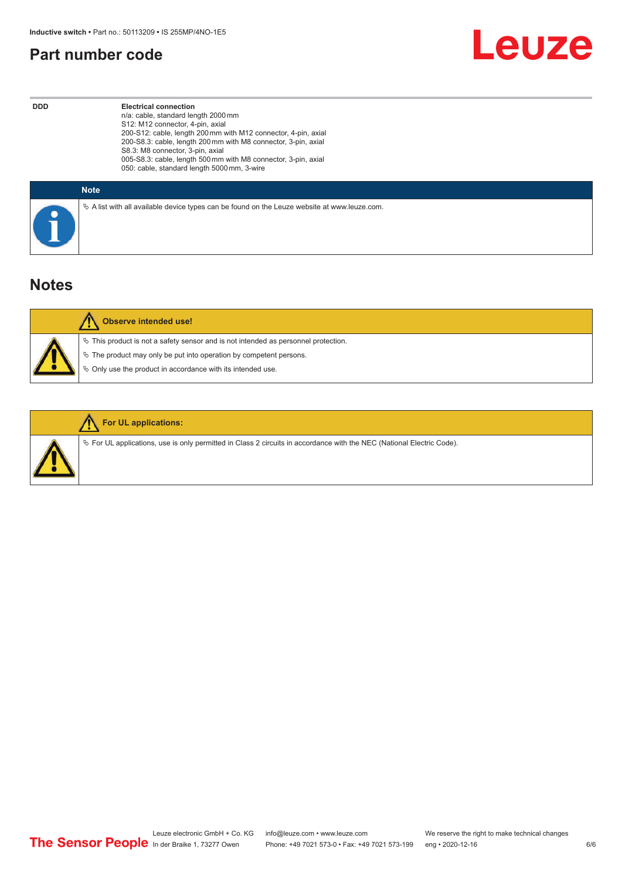## Part number code

| | |
|---|---|
| DDD | **Electrical connection**<br>n/a: cable, standard length 2000 mm<br>S12: M12 connector, 4-pin, axial<br>200-S12: cable, length 200 mm with M12 connector, 4-pin, axial<br>200-S8.3: cable, length 200 mm with M8 connector, 3-pin, axial<br>S8.3: M8 connector, 3-pin, axial<br>005-S8.3: cable, length 500 mm with M8 connector, 3-pin, axial<br>050: cable, standard length 5000 mm, 3-wire |

**Note**

- A list with all available device types can be found on the Leuze website at www.leuze.com.

## Notes

**Observe intended use!**

- This product is not a safety sensor and is not intended as personnel protection.
- The product may only be put into operation by competent persons.
- Only use the product in accordance with its intended use.

**For UL applications:**

- For UL applications, use is only permitted in Class 2 circuits in accordance with the NEC (National Electric Code).